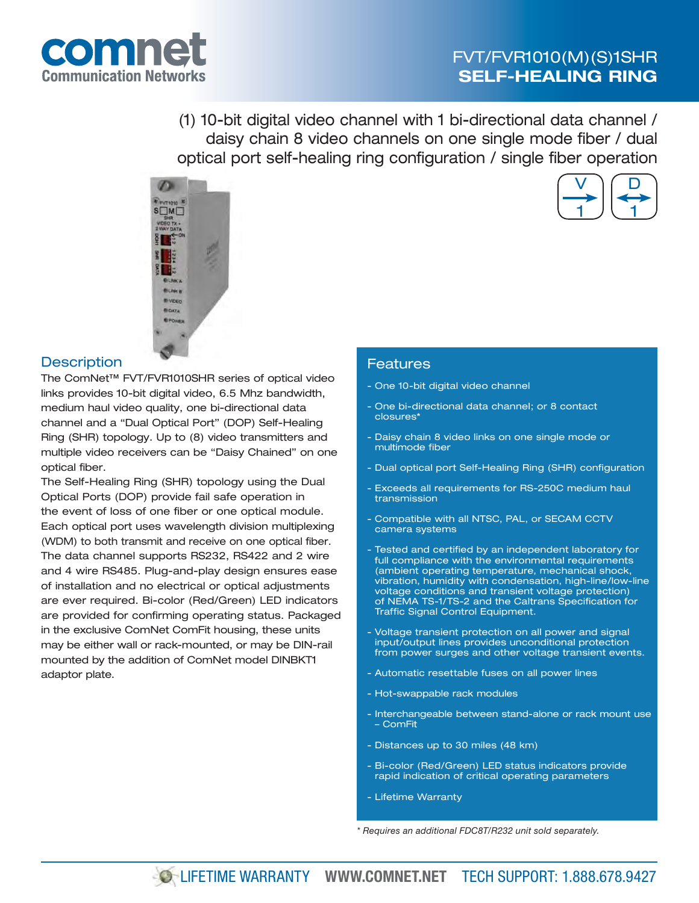# FVT/FVR1010(M)(S)1SHR
## SELF-HEALING RING

(1) 10-bit digital video channel with 1 bi-directional data channel / daisy chain 8 video channels on one single mode fiber / dual optical port self-healing ring configuration / single fiber operation

## Description

The ComNet™ FVT/FVR1010SHR series of optical video links provides 10-bit digital video, 6.5 Mhz bandwidth, medium haul video quality, one bi-directional data channel and a "Dual Optical Port" (DOP) Self-Healing Ring (SHR) topology. Up to (8) video transmitters and multiple video receivers can be "Daisy Chained" on one optical fiber.

The Self-Healing Ring (SHR) topology using the Dual Optical Ports (DOP) provide fail safe operation in the event of loss of one fiber or one optical module. Each optical port uses wavelength division multiplexing (WDM) to both transmit and receive on one optical fiber. The data channel supports RS232, RS422 and 2 wire and 4 wire RS485. Plug-and-play design ensures ease of installation and no electrical or optical adjustments are ever required. Bi-color (Red/Green) LED indicators are provided for confirming operating status. Packaged in the exclusive ComNet ComFit housing, these units may be either wall or rack-mounted, or may be DIN-rail mounted by the addition of ComNet model DINBKT1 adaptor plate.

## Features

- One 10-bit digital video channel
- One bi-directional data channel; or 8 contact closures*
- Daisy chain 8 video links on one single mode or multimode fiber
- Dual optical port Self-Healing Ring (SHR) configuration
- Exceeds all requirements for RS-250C medium haul transmission
- Compatible with all NTSC, PAL, or SECAM CCTV camera systems
- Tested and certified by an independent laboratory for full compliance with the environmental requirements (ambient operating temperature, mechanical shock, vibration, humidity with condensation, high-line/low-line voltage conditions and transient voltage protection) of NEMA TS-1/TS-2 and the Caltrans Specification for Traffic Signal Control Equipment.
- Voltage transient protection on all power and signal input/output lines provides unconditional protection from power surges and other voltage transient events.
- Automatic resettable fuses on all power lines
- Hot-swappable rack modules
- Interchangeable between stand-alone or rack mount use – ComFit
- Distances up to 30 miles (48 km)
- Bi-color (Red/Green) LED status indicators provide rapid indication of critical operating parameters
- Lifetime Warranty

*\* Requires an additional FDC8T/R232 unit sold separately.*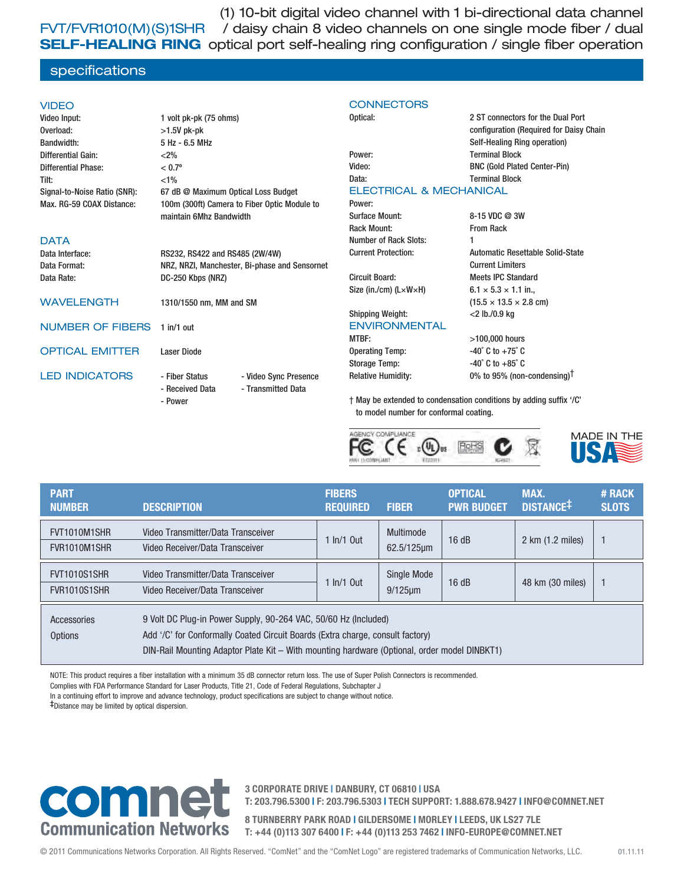FVT/FVR1010(M)(S)1SHR **SELF-HEALING RING**

(1) 10-bit digital video channel with 1 bi-directional data channel / daisy chain 8 video channels on one single mode fiber / dual optical port self-healing ring configuration / single fiber operation

## specifications

### VIDEO

| | |
|---|---|
| Video Input: | 1 volt pk-pk (75 ohms) |
| Overload: | >1.5V pk-pk |
| Bandwidth: | 5 Hz - 6.5 MHz |
| Differential Gain: | <2% |
| Differential Phase: | < 0.7º |
| Tilt: | <1% |
| Signal-to-Noise Ratio (SNR): | 67 dB @ Maximum Optical Loss Budget |
| Max. RG-59 COAX Distance: | 100m (300ft) Camera to Fiber Optic Module to maintain 6Mhz Bandwidth |

### DATA

| | |
|---|---|
| Data Interface: | RS232, RS422 and RS485 (2W/4W) |
| Data Format: | NRZ, NRZI, Manchester, Bi-phase and Sensornet |
| Data Rate: | DC-250 Kbps (NRZ) |

### WAVELENGTH

1310/1550 nm, MM and SM

### NUMBER OF FIBERS

1 in/1 out

### OPTICAL EMITTER

Laser Diode

### LED INDICATORS

- Fiber Status
- Received Data
- Power
- Video Sync Presence
- Transmitted Data

### CONNECTORS

| | |
|---|---|
| Optical: | 2 ST connectors for the Dual Port configuration (Required for Daisy Chain Self-Healing Ring operation) |
| Power: | Terminal Block |
| Video: | BNC (Gold Plated Center-Pin) |
| Data: | Terminal Block |

### ELECTRICAL & MECHANICAL

| | |
|---|---|
| Power: | |
| Surface Mount: | 8-15 VDC @ 3W |
| Rack Mount: | From Rack |
| Number of Rack Slots: | 1 |
| Current Protection: | Automatic Resettable Solid-State Current Limiters |
| Circuit Board: | Meets IPC Standard |
| Size (in./cm) (L×W×H) | 6.1 × 5.3 × 1.1 in., (15.5 × 13.5 × 2.8 cm) |
| Shipping Weight: | <2 lb./0.9 kg |

### ENVIRONMENTAL

| | |
|---|---|
| MTBF: | >100,000 hours |
| Operating Temp: | -40˚ C to +75˚ C |
| Storage Temp: | -40˚ C to +85˚ C |
| Relative Humidity: | 0% to 95% (non-condensing)† |

† May be extended to condensation conditions by adding suffix '/C' to model number for conformal coating.

AGENCY COMPLIANCE

MADE IN THE USA

| PART NUMBER | DESCRIPTION | FIBERS REQUIRED | FIBER | OPTICAL PWR BUDGET | MAX. DISTANCE‡ | # RACK SLOTS |
|---|---|---|---|---|---|---|
| FVT1010M1SHR | Video Transmitter/Data Transceiver | 1 In/1 Out | Multimode 62.5/125µm | 16 dB | 2 km (1.2 miles) | 1 |
| FVR1010M1SHR | Video Receiver/Data Transceiver | | | | | |
| FVT1010S1SHR | Video Transmitter/Data Transceiver | 1 In/1 Out | Single Mode 9/125µm | 16 dB | 48 km (30 miles) | 1 |
| FVR1010S1SHR | Video Receiver/Data Transceiver | | | | | |
| Accessories | 9 Volt DC Plug-in Power Supply, 90-264 VAC, 50/60 Hz (Included) | | | | | |
| Options | Add '/C' for Conformally Coated Circuit Boards (Extra charge, consult factory) | | | | | |
| | DIN-Rail Mounting Adaptor Plate Kit – With mounting hardware (Optional, order model DINBKT1) | | | | | |

NOTE: This product requires a fiber installation with a minimum 35 dB connector return loss. The use of Super Polish Connectors is recommended.
Complies with FDA Performance Standard for Laser Products, Title 21, Code of Federal Regulations, Subchapter J
In a continuing effort to improve and advance technology, product specifications are subject to change without notice.
‡Distance may be limited by optical dispersion.

comnet Communication Networks

3 CORPORATE DRIVE | DANBURY, CT 06810 | USA
T: 203.796.5300 | F: 203.796.5303 | TECH SUPPORT: 1.888.678.9427 | INFO@COMNET.NET

8 TURNBERRY PARK ROAD | GILDERSOME | MORLEY | LEEDS, UK LS27 7LE
T: +44 (0)113 307 6400 | F: +44 (0)113 253 7462 | INFO-EUROPE@COMNET.NET

© 2011 Communications Networks Corporation. All Rights Reserved. "ComNet" and the "ComNet Logo" are registered trademarks of Communication Networks, LLC. 01.11.11